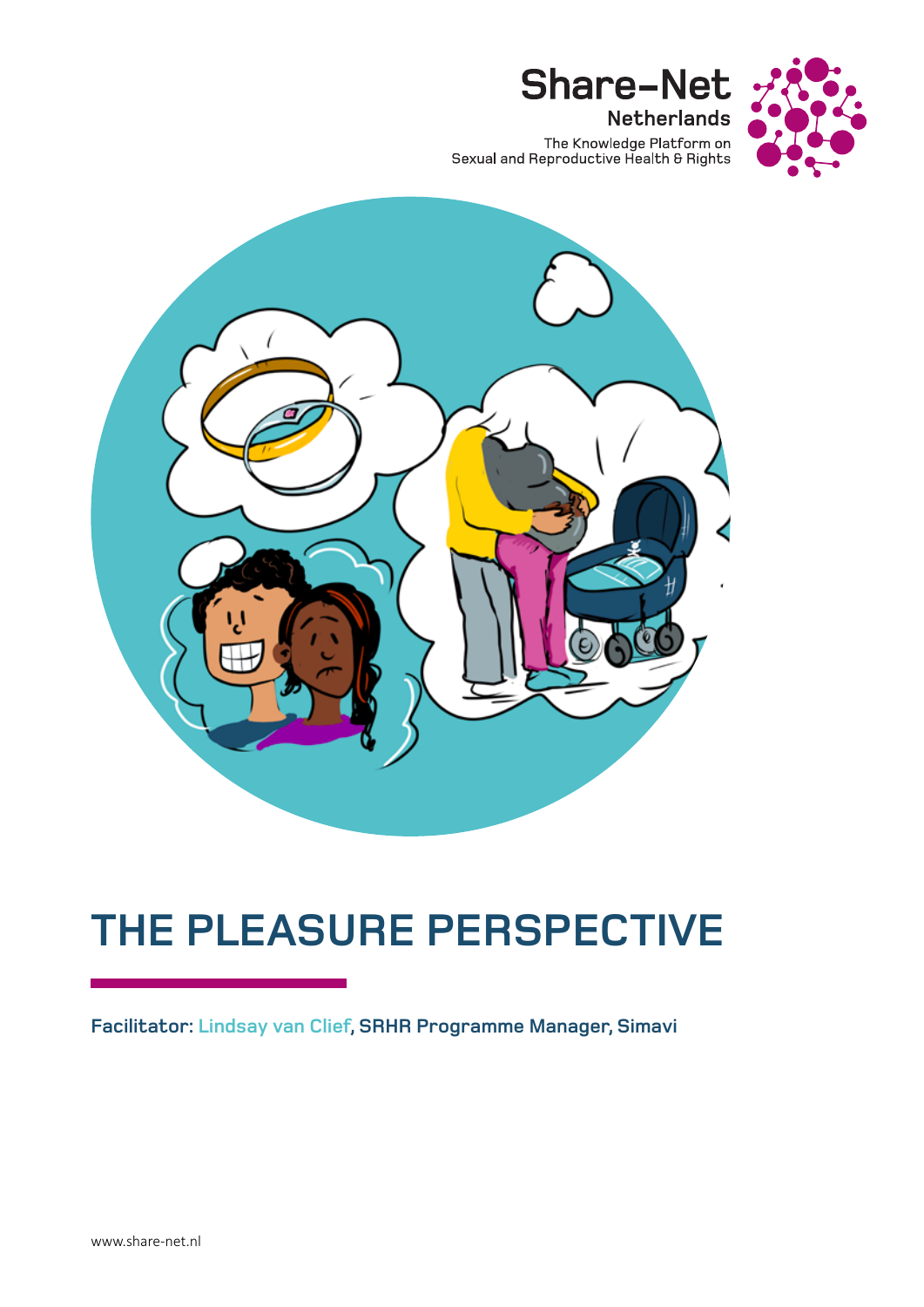Share-Net

Netherlands

The Knowledge Platform on
Sexual and Reproductive Health & Rights

# THE PLEASURE PERSPECTIVE

**Facilitator: Lindsay van Clief, SRHR Programme Manager, Simavi**

www.share-net.nl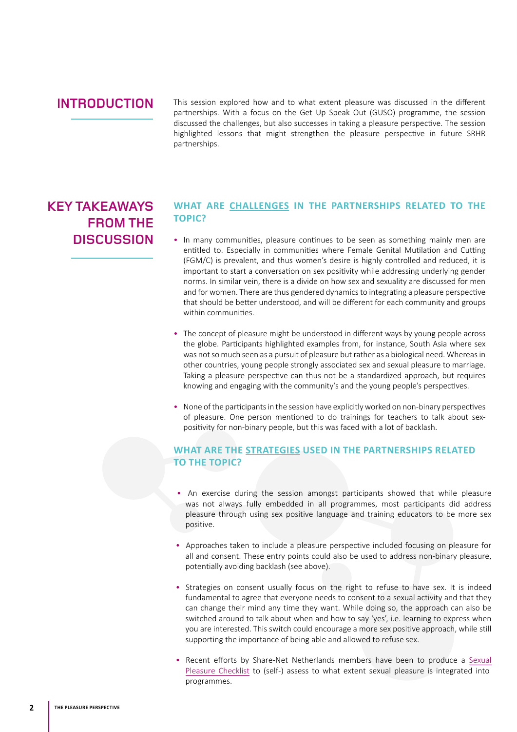## INTRODUCTION

This session explored how and to what extent pleasure was discussed in the different partnerships. With a focus on the Get Up Speak Out (GUSO) programme, the session discussed the challenges, but also successes in taking a pleasure perspective. The session highlighted lessons that might strengthen the pleasure perspective in future SRHR partnerships.

## KEY TAKEAWAYS FROM THE DISCUSSION

### WHAT ARE CHALLENGES IN THE PARTNERSHIPS RELATED TO THE TOPIC?

- In many communities, pleasure continues to be seen as something mainly men are entitled to. Especially in communities where Female Genital Mutilation and Cutting (FGM/C) is prevalent, and thus women's desire is highly controlled and reduced, it is important to start a conversation on sex positivity while addressing underlying gender norms. In similar vein, there is a divide on how sex and sexuality are discussed for men and for women. There are thus gendered dynamics to integrating a pleasure perspective that should be better understood, and will be different for each community and groups within communities.

- The concept of pleasure might be understood in different ways by young people across the globe. Participants highlighted examples from, for instance, South Asia where sex was not so much seen as a pursuit of pleasure but rather as a biological need. Whereas in other countries, young people strongly associated sex and sexual pleasure to marriage. Taking a pleasure perspective can thus not be a standardized approach, but requires knowing and engaging with the community's and the young people's perspectives.

- None of the participants in the session have explicitly worked on non-binary perspectives of pleasure. One person mentioned to do trainings for teachers to talk about sex-positivity for non-binary people, but this was faced with a lot of backlash.

### WHAT ARE THE STRATEGIES USED IN THE PARTNERSHIPS RELATED TO THE TOPIC?

- An exercise during the session amongst participants showed that while pleasure was not always fully embedded in all programmes, most participants did address pleasure through using sex positive language and training educators to be more sex positive.

- Approaches taken to include a pleasure perspective included focusing on pleasure for all and consent. These entry points could also be used to address non-binary pleasure, potentially avoiding backlash (see above).

- Strategies on consent usually focus on the right to refuse to have sex. It is indeed fundamental to agree that everyone needs to consent to a sexual activity and that they can change their mind any time they want. While doing so, the approach can also be switched around to talk about when and how to say 'yes', i.e. learning to express when you are interested. This switch could encourage a more sex positive approach, while still supporting the importance of being able and allowed to refuse sex.

- Recent efforts by Share-Net Netherlands members have been to produce a Sexual Pleasure Checklist to (self-) assess to what extent sexual pleasure is integrated into programmes.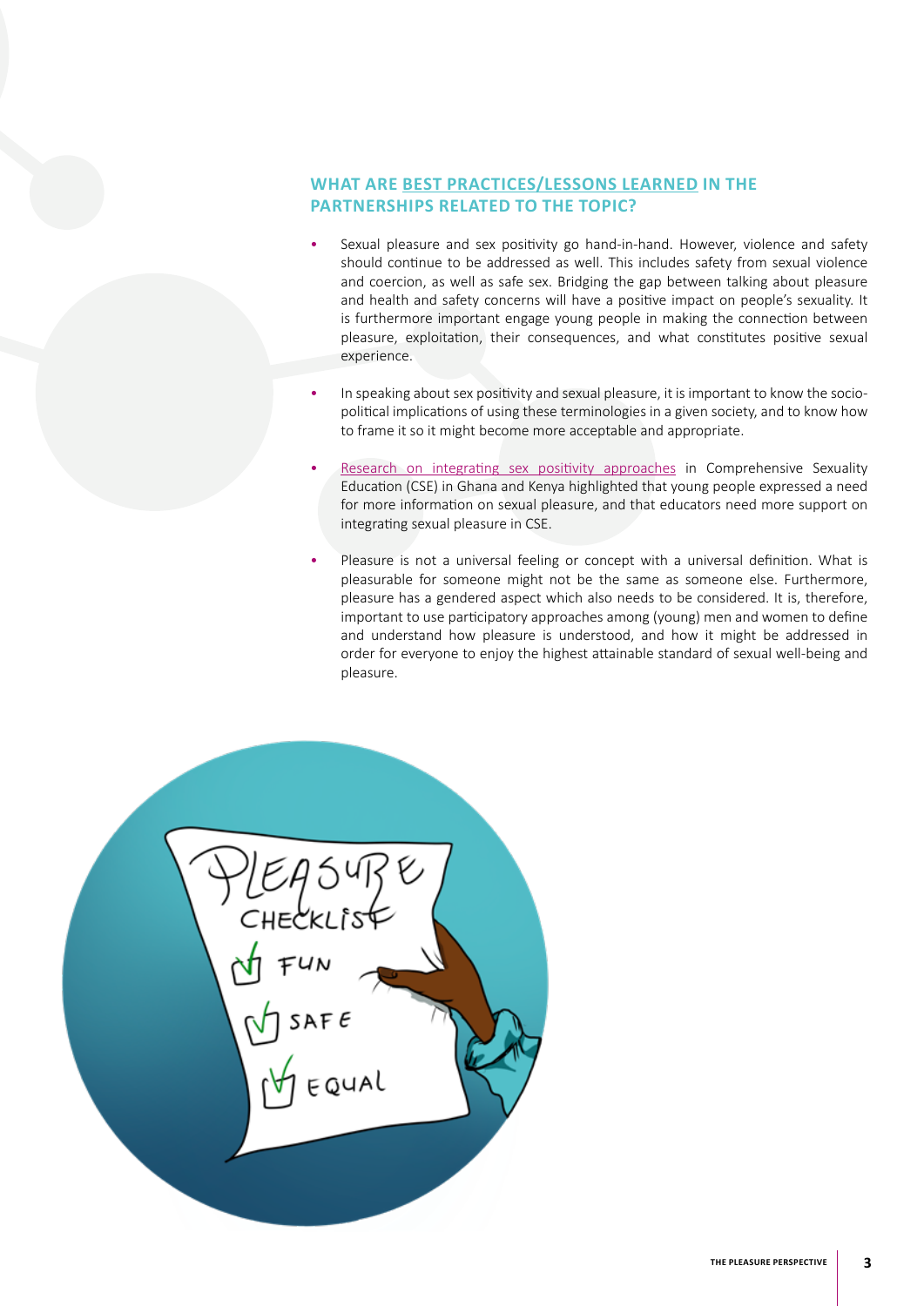## WHAT ARE BEST PRACTICES/LESSONS LEARNED IN THE PARTNERSHIPS RELATED TO THE TOPIC?

- Sexual pleasure and sex positivity go hand-in-hand. However, violence and safety should continue to be addressed as well. This includes safety from sexual violence and coercion, as well as safe sex. Bridging the gap between talking about pleasure and health and safety concerns will have a positive impact on people's sexuality. It is furthermore important engage young people in making the connection between pleasure, exploitation, their consequences, and what constitutes positive sexual experience.
- In speaking about sex positivity and sexual pleasure, it is important to know the socio-political implications of using these terminologies in a given society, and to know how to frame it so it might become more acceptable and appropriate.
- Research on integrating sex positivity approaches in Comprehensive Sexuality Education (CSE) in Ghana and Kenya highlighted that young people expressed a need for more information on sexual pleasure, and that educators need more support on integrating sexual pleasure in CSE.
- Pleasure is not a universal feeling or concept with a universal definition. What is pleasurable for someone might not be the same as someone else. Furthermore, pleasure has a gendered aspect which also needs to be considered. It is, therefore, important to use participatory approaches among (young) men and women to define and understand how pleasure is understood, and how it might be addressed in order for everyone to enjoy the highest attainable standard of sexual well-being and pleasure.